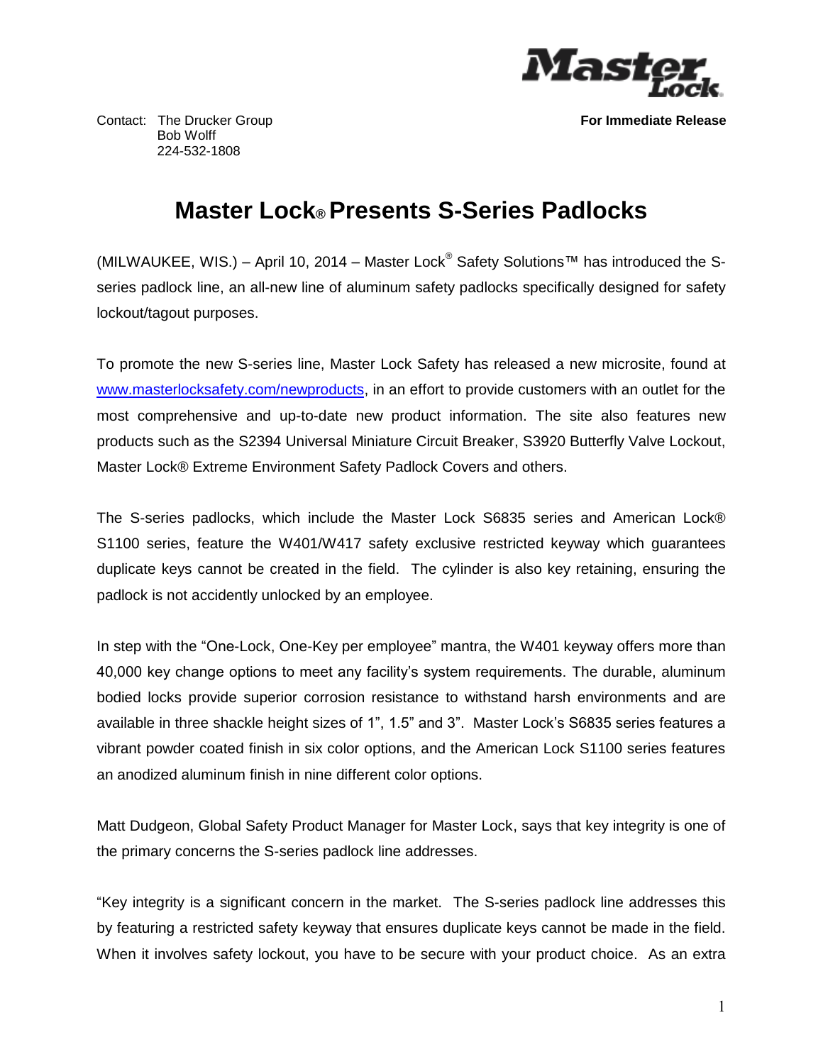Contact: The Drucker Group
Bob Wolff
224-532-1808

**For Immediate Release**

# Master Lock® Presents S-Series Padlocks

(MILWAUKEE, WIS.) – April 10, 2014 – Master Lock® Safety Solutions™ has introduced the S-series padlock line, an all-new line of aluminum safety padlocks specifically designed for safety lockout/tagout purposes.

To promote the new S-series line, Master Lock Safety has released a new microsite, found at www.masterlocksafety.com/newproducts, in an effort to provide customers with an outlet for the most comprehensive and up-to-date new product information. The site also features new products such as the S2394 Universal Miniature Circuit Breaker, S3920 Butterfly Valve Lockout, Master Lock® Extreme Environment Safety Padlock Covers and others.

The S-series padlocks, which include the Master Lock S6835 series and American Lock® S1100 series, feature the W401/W417 safety exclusive restricted keyway which guarantees duplicate keys cannot be created in the field. The cylinder is also key retaining, ensuring the padlock is not accidently unlocked by an employee.

In step with the "One-Lock, One-Key per employee" mantra, the W401 keyway offers more than 40,000 key change options to meet any facility's system requirements. The durable, aluminum bodied locks provide superior corrosion resistance to withstand harsh environments and are available in three shackle height sizes of 1", 1.5" and 3". Master Lock's S6835 series features a vibrant powder coated finish in six color options, and the American Lock S1100 series features an anodized aluminum finish in nine different color options.

Matt Dudgeon, Global Safety Product Manager for Master Lock, says that key integrity is one of the primary concerns the S-series padlock line addresses.

"Key integrity is a significant concern in the market. The S-series padlock line addresses this by featuring a restricted safety keyway that ensures duplicate keys cannot be made in the field. When it involves safety lockout, you have to be secure with your product choice. As an extra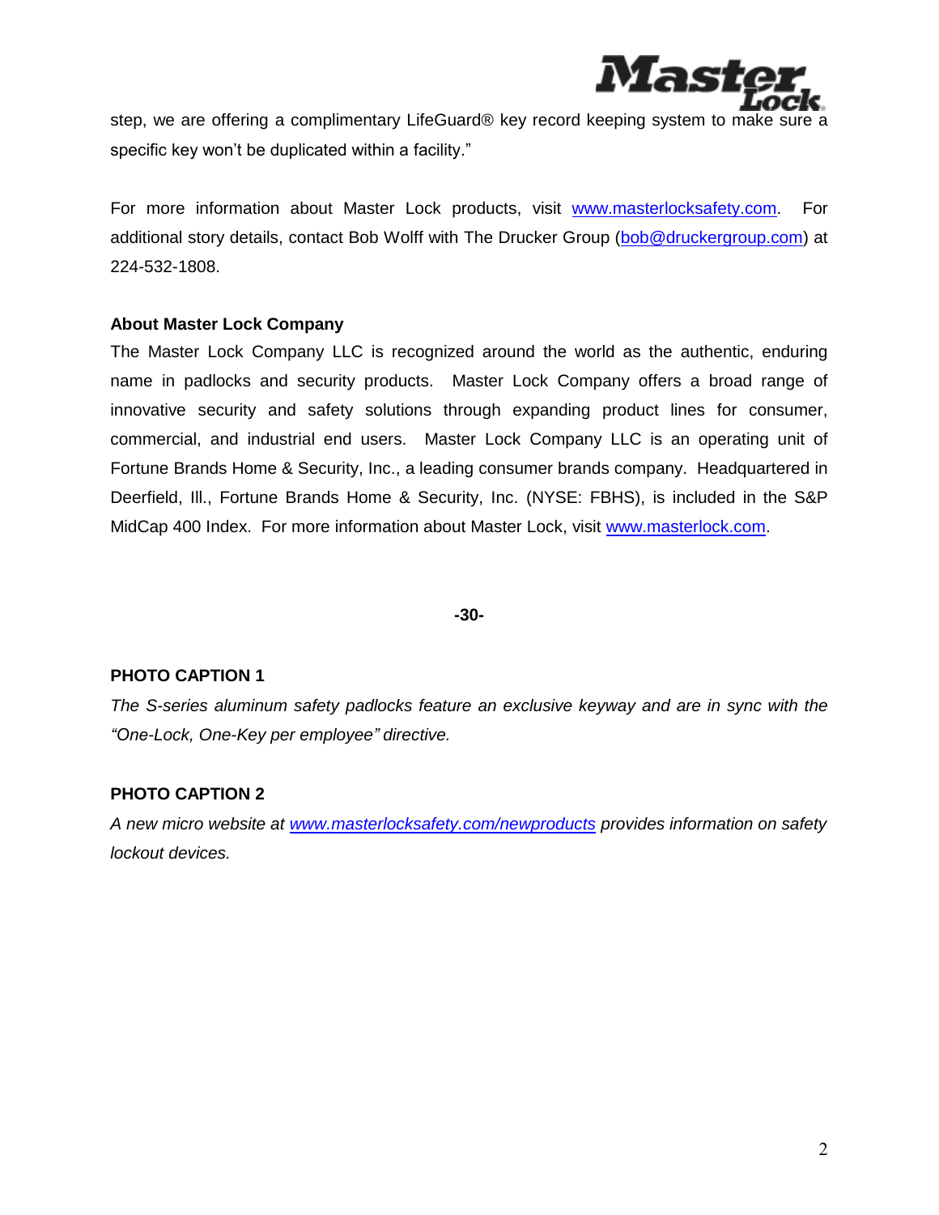step, we are offering a complimentary LifeGuard® key record keeping system to make sure a specific key won't be duplicated within a facility."

For more information about Master Lock products, visit www.masterlocksafety.com. For additional story details, contact Bob Wolff with The Drucker Group (bob@druckergroup.com) at 224-532-1808.

**About Master Lock Company**

The Master Lock Company LLC is recognized around the world as the authentic, enduring name in padlocks and security products. Master Lock Company offers a broad range of innovative security and safety solutions through expanding product lines for consumer, commercial, and industrial end users. Master Lock Company LLC is an operating unit of Fortune Brands Home & Security, Inc., a leading consumer brands company. Headquartered in Deerfield, Ill., Fortune Brands Home & Security, Inc. (NYSE: FBHS), is included in the S&P MidCap 400 Index. For more information about Master Lock, visit www.masterlock.com.

**-30-**

**PHOTO CAPTION 1**

*The S-series aluminum safety padlocks feature an exclusive keyway and are in sync with the "One-Lock, One-Key per employee" directive.*

**PHOTO CAPTION 2**

*A new micro website at www.masterlocksafety.com/newproducts provides information on safety lockout devices.*